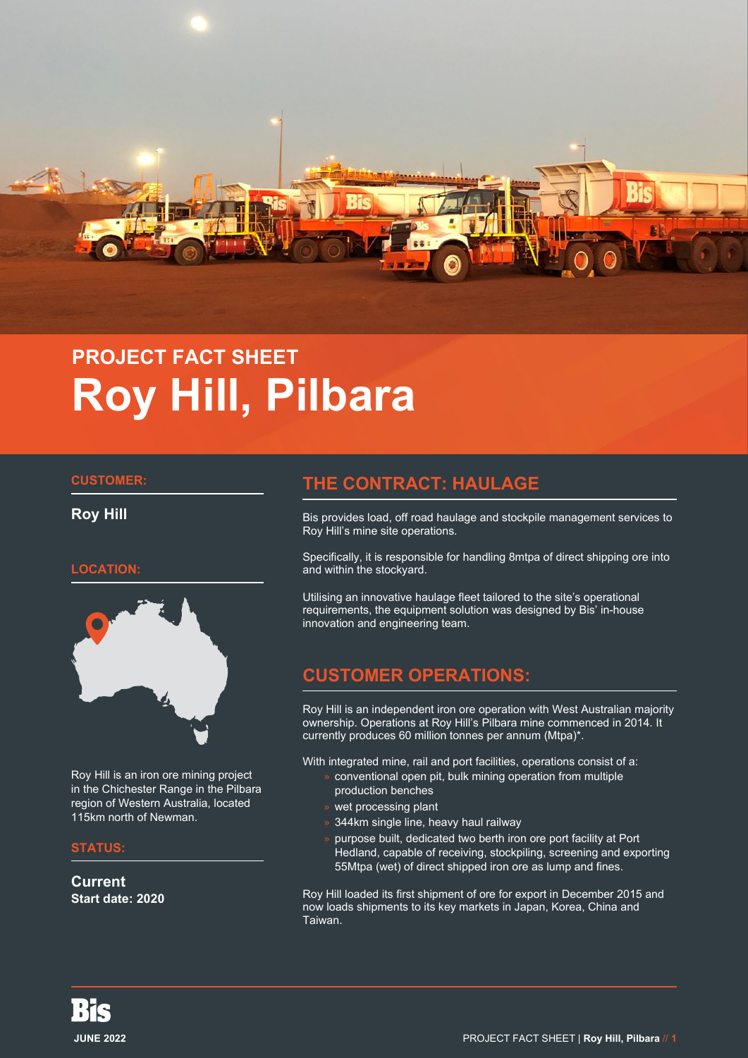PROJECT FACT SHEET

# Roy Hill, Pilbara

### CUSTOMER:

**Roy Hill**

### LOCATION:

Roy Hill is an iron ore mining project in the Chichester Range in the Pilbara region of Western Australia, located 115km north of Newman.

### STATUS:

**Current**
**Start date: 2020**

## THE CONTRACT: HAULAGE

Bis provides load, off road haulage and stockpile management services to Roy Hill's mine site operations.

Specifically, it is responsible for handling 8mtpa of direct shipping ore into and within the stockyard.

Utilising an innovative haulage fleet tailored to the site's operational requirements, the equipment solution was designed by Bis' in-house innovation and engineering team.

## CUSTOMER OPERATIONS:

Roy Hill is an independent iron ore operation with West Australian majority ownership. Operations at Roy Hill's Pilbara mine commenced in 2014. It currently produces 60 million tonnes per annum (Mtpa)*.

With integrated mine, rail and port facilities, operations consist of a:

- conventional open pit, bulk mining operation from multiple production benches
- wet processing plant
- 344km single line, heavy haul railway
- purpose built, dedicated two berth iron ore port facility at Port Hedland, capable of receiving, stockpiling, screening and exporting 55Mtpa (wet) of direct shipped iron ore as lump and fines.

Roy Hill loaded its first shipment of ore for export in December 2015 and now loads shipments to its key markets in Japan, Korea, China and Taiwan.

JUNE 2022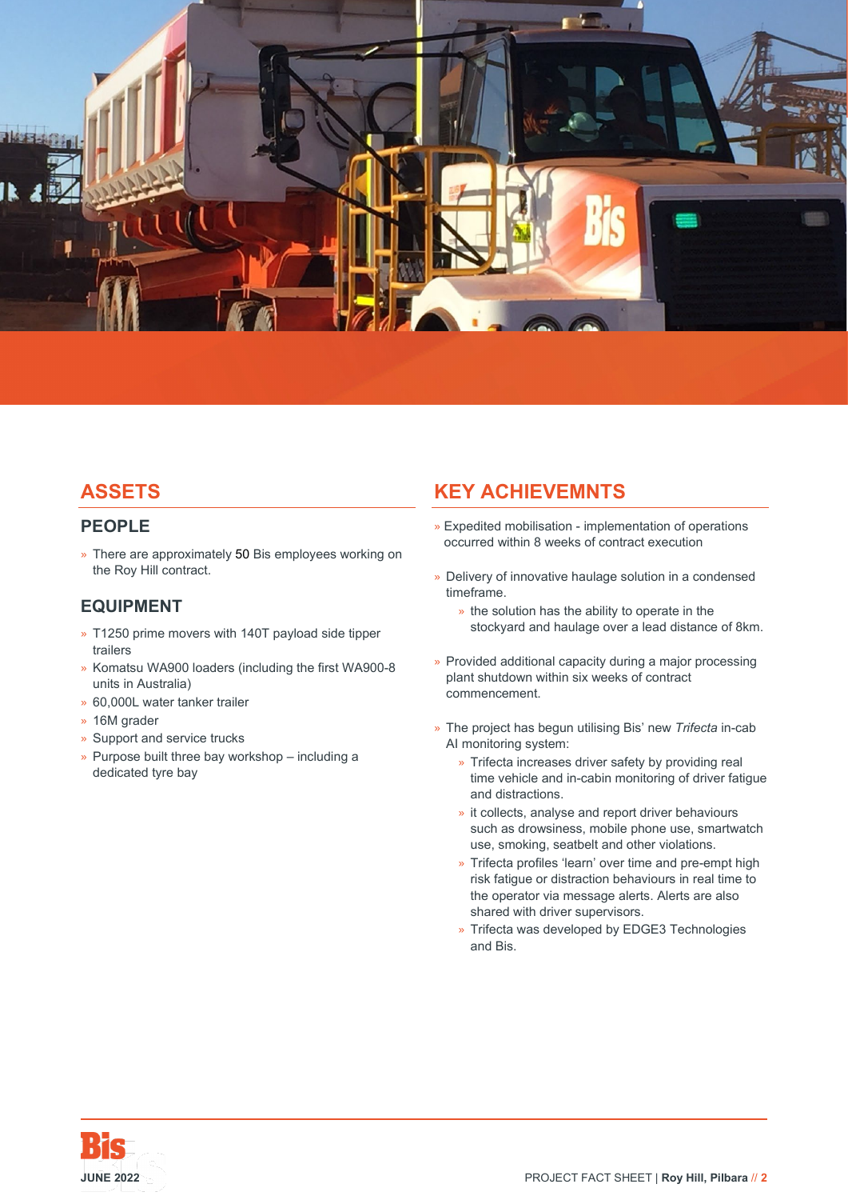## ASSETS

### PEOPLE

- There are approximately 50 Bis employees working on the Roy Hill contract.

### EQUIPMENT

- T1250 prime movers with 140T payload side tipper trailers
- Komatsu WA900 loaders (including the first WA900-8 units in Australia)
- 60,000L water tanker trailer
- 16M grader
- Support and service trucks
- Purpose built three bay workshop – including a dedicated tyre bay

## KEY ACHIEVEMNTS

- Expedited mobilisation - implementation of operations occurred within 8 weeks of contract execution
- Delivery of innovative haulage solution in a condensed timeframe.
  - the solution has the ability to operate in the stockyard and haulage over a lead distance of 8km.
- Provided additional capacity during a major processing plant shutdown within six weeks of contract commencement.
- The project has begun utilising Bis' new *Trifecta* in-cab AI monitoring system:
  - Trifecta increases driver safety by providing real time vehicle and in-cabin monitoring of driver fatigue and distractions.
  - it collects, analyse and report driver behaviours such as drowsiness, mobile phone use, smartwatch use, smoking, seatbelt and other violations.
  - Trifecta profiles 'learn' over time and pre-empt high risk fatigue or distraction behaviours in real time to the operator via message alerts. Alerts are also shared with driver supervisors.
  - Trifecta was developed by EDGE3 Technologies and Bis.